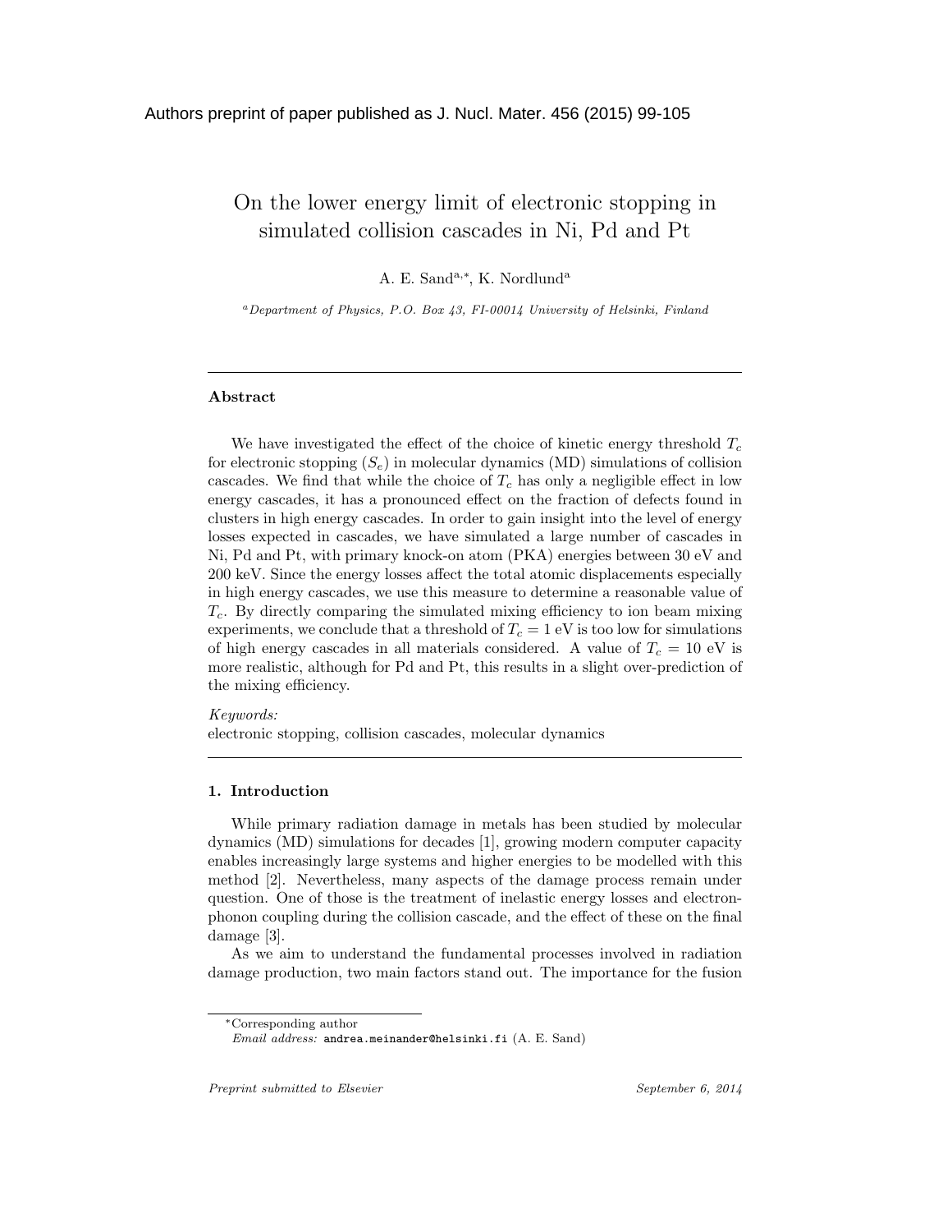Authors preprint of paper published as J. Nucl. Mater. 456 (2015) 99-105

# On the lower energy limit of electronic stopping in simulated collision cascades in Ni, Pd and Pt

A. E. Sand[a,*], K. Nordlund[a]

[a] *Department of Physics, P.O. Box 43, FI-00014 University of Helsinki, Finland*

---

### Abstract

We have investigated the effect of the choice of kinetic energy threshold $T_c$ for electronic stopping ($S_e$) in molecular dynamics (MD) simulations of collision cascades. We find that while the choice of $T_c$ has only a negligible effect in low energy cascades, it has a pronounced effect on the fraction of defects found in clusters in high energy cascades. In order to gain insight into the level of energy losses expected in cascades, we have simulated a large number of cascades in Ni, Pd and Pt, with primary knock-on atom (PKA) energies between 30 eV and 200 keV. Since the energy losses affect the total atomic displacements especially in high energy cascades, we use this measure to determine a reasonable value of $T_c$. By directly comparing the simulated mixing efficiency to ion beam mixing experiments, we conclude that a threshold of $T_c = 1$ eV is too low for simulations of high energy cascades in all materials considered. A value of $T_c = 10$ eV is more realistic, although for Pd and Pt, this results in a slight over-prediction of the mixing efficiency.

*Keywords:*
electronic stopping, collision cascades, molecular dynamics

---

### 1. Introduction

While primary radiation damage in metals has been studied by molecular dynamics (MD) simulations for decades [1], growing modern computer capacity enables increasingly large systems and higher energies to be modelled with this method [2]. Nevertheless, many aspects of the damage process remain under question. One of those is the treatment of inelastic energy losses and electron-phonon coupling during the collision cascade, and the effect of these on the final damage [3].

As we aim to understand the fundamental processes involved in radiation damage production, two main factors stand out. The importance for the fusion

*Corresponding author
*Email address:* andrea.meinander@helsinki.fi (A. E. Sand)

*Preprint submitted to Elsevier* *September 6, 2014*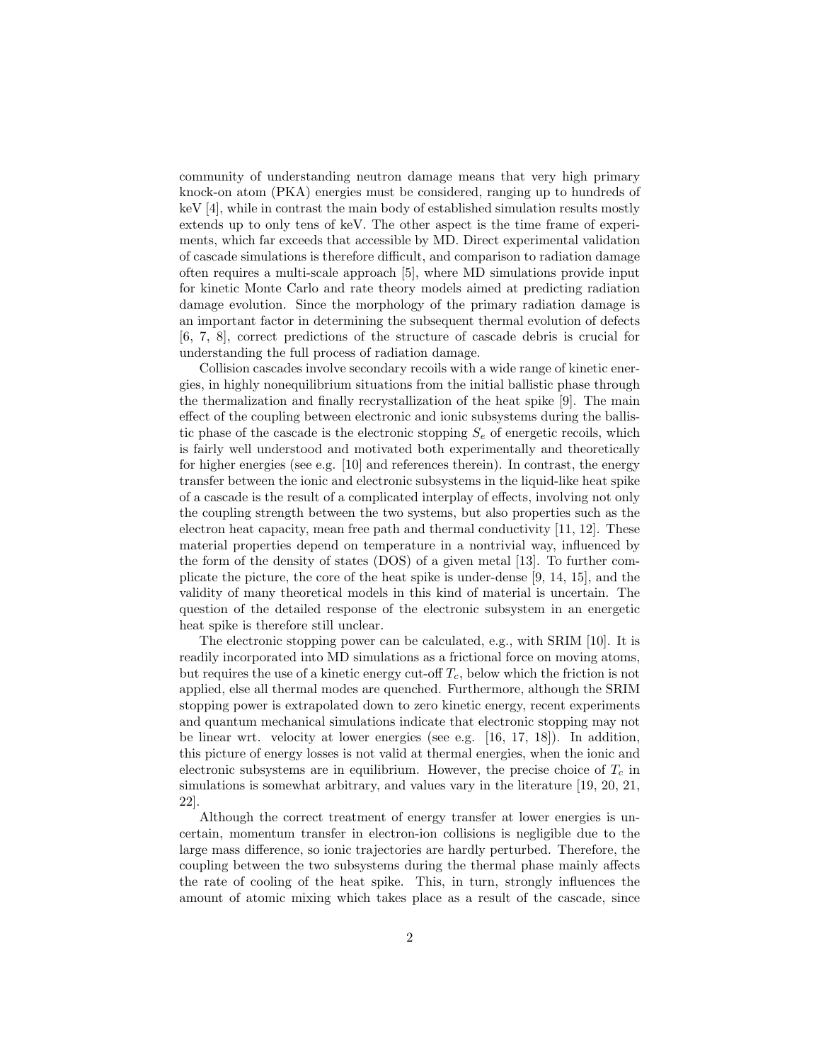community of understanding neutron damage means that very high primary knock-on atom (PKA) energies must be considered, ranging up to hundreds of keV [4], while in contrast the main body of established simulation results mostly extends up to only tens of keV. The other aspect is the time frame of experiments, which far exceeds that accessible by MD. Direct experimental validation of cascade simulations is therefore difficult, and comparison to radiation damage often requires a multi-scale approach [5], where MD simulations provide input for kinetic Monte Carlo and rate theory models aimed at predicting radiation damage evolution. Since the morphology of the primary radiation damage is an important factor in determining the subsequent thermal evolution of defects [6, 7, 8], correct predictions of the structure of cascade debris is crucial for understanding the full process of radiation damage.

Collision cascades involve secondary recoils with a wide range of kinetic energies, in highly nonequilibrium situations from the initial ballistic phase through the thermalization and finally recrystallization of the heat spike [9]. The main effect of the coupling between electronic and ionic subsystems during the ballistic phase of the cascade is the electronic stopping $S_e$ of energetic recoils, which is fairly well understood and motivated both experimentally and theoretically for higher energies (see e.g. [10] and references therein). In contrast, the energy transfer between the ionic and electronic subsystems in the liquid-like heat spike of a cascade is the result of a complicated interplay of effects, involving not only the coupling strength between the two systems, but also properties such as the electron heat capacity, mean free path and thermal conductivity [11, 12]. These material properties depend on temperature in a nontrivial way, influenced by the form of the density of states (DOS) of a given metal [13]. To further complicate the picture, the core of the heat spike is under-dense [9, 14, 15], and the validity of many theoretical models in this kind of material is uncertain. The question of the detailed response of the electronic subsystem in an energetic heat spike is therefore still unclear.

The electronic stopping power can be calculated, e.g., with SRIM [10]. It is readily incorporated into MD simulations as a frictional force on moving atoms, but requires the use of a kinetic energy cut-off $T_c$, below which the friction is not applied, else all thermal modes are quenched. Furthermore, although the SRIM stopping power is extrapolated down to zero kinetic energy, recent experiments and quantum mechanical simulations indicate that electronic stopping may not be linear wrt. velocity at lower energies (see e.g. [16, 17, 18]). In addition, this picture of energy losses is not valid at thermal energies, when the ionic and electronic subsystems are in equilibrium. However, the precise choice of $T_c$ in simulations is somewhat arbitrary, and values vary in the literature [19, 20, 21, 22].

Although the correct treatment of energy transfer at lower energies is uncertain, momentum transfer in electron-ion collisions is negligible due to the large mass difference, so ionic trajectories are hardly perturbed. Therefore, the coupling between the two subsystems during the thermal phase mainly affects the rate of cooling of the heat spike. This, in turn, strongly influences the amount of atomic mixing which takes place as a result of the cascade, since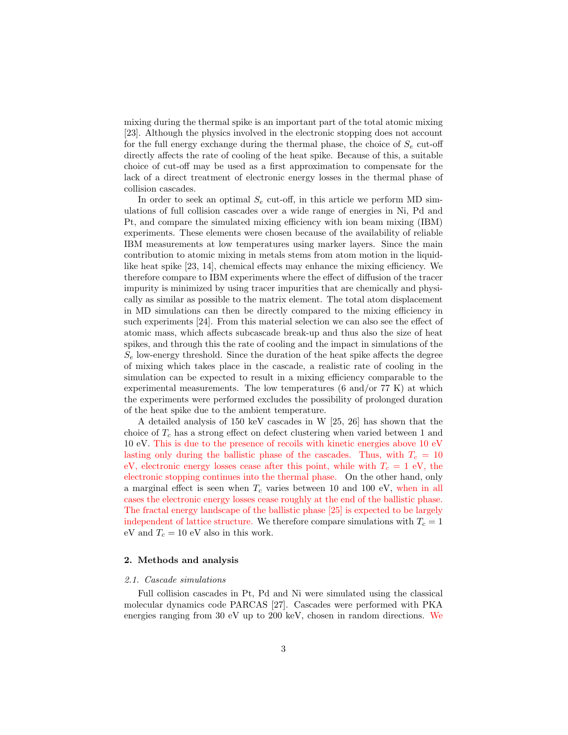mixing during the thermal spike is an important part of the total atomic mixing [23]. Although the physics involved in the electronic stopping does not account for the full energy exchange during the thermal phase, the choice of $S_e$ cut-off directly affects the rate of cooling of the heat spike. Because of this, a suitable choice of cut-off may be used as a first approximation to compensate for the lack of a direct treatment of electronic energy losses in the thermal phase of collision cascades.

In order to seek an optimal $S_e$ cut-off, in this article we perform MD simulations of full collision cascades over a wide range of energies in Ni, Pd and Pt, and compare the simulated mixing efficiency with ion beam mixing (IBM) experiments. These elements were chosen because of the availability of reliable IBM measurements at low temperatures using marker layers. Since the main contribution to atomic mixing in metals stems from atom motion in the liquid-like heat spike [23, 14], chemical effects may enhance the mixing efficiency. We therefore compare to IBM experiments where the effect of diffusion of the tracer impurity is minimized by using tracer impurities that are chemically and physically as similar as possible to the matrix element. The total atom displacement in MD simulations can then be directly compared to the mixing efficiency in such experiments [24]. From this material selection we can also see the effect of atomic mass, which affects subcascade break-up and thus also the size of heat spikes, and through this the rate of cooling and the impact in simulations of the $S_e$ low-energy threshold. Since the duration of the heat spike affects the degree of mixing which takes place in the cascade, a realistic rate of cooling in the simulation can be expected to result in a mixing efficiency comparable to the experimental measurements. The low temperatures (6 and/or 77 K) at which the experiments were performed excludes the possibility of prolonged duration of the heat spike due to the ambient temperature.

A detailed analysis of 150 keV cascades in W [25, 26] has shown that the choice of $T_c$ has a strong effect on defect clustering when varied between 1 and 10 eV. This is due to the presence of recoils with kinetic energies above 10 eV lasting only during the ballistic phase of the cascades. Thus, with $T_c$ = 10 eV, electronic energy losses cease after this point, while with $T_c$ = 1 eV, the electronic stopping continues into the thermal phase. On the other hand, only a marginal effect is seen when $T_c$ varies between 10 and 100 eV, when in all cases the electronic energy losses cease roughly at the end of the ballistic phase. The fractal energy landscape of the ballistic phase [25] is expected to be largely independent of lattice structure. We therefore compare simulations with $T_c$ = 1 eV and $T_c$ = 10 eV also in this work.

## 2. Methods and analysis

### *2.1. Cascade simulations*

Full collision cascades in Pt, Pd and Ni were simulated using the classical molecular dynamics code PARCAS [27]. Cascades were performed with PKA energies ranging from 30 eV up to 200 keV, chosen in random directions. We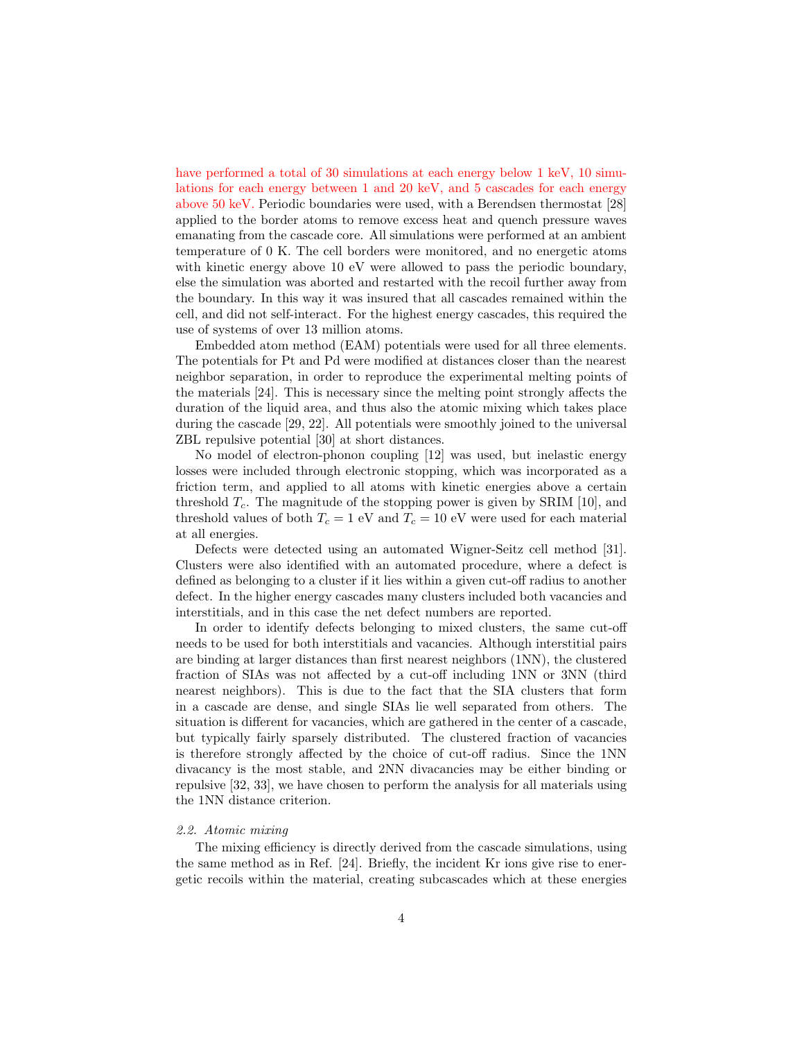have performed a total of 30 simulations at each energy below 1 keV, 10 simulations for each energy between 1 and 20 keV, and 5 cascades for each energy above 50 keV. Periodic boundaries were used, with a Berendsen thermostat [28] applied to the border atoms to remove excess heat and quench pressure waves emanating from the cascade core. All simulations were performed at an ambient temperature of 0 K. The cell borders were monitored, and no energetic atoms with kinetic energy above 10 eV were allowed to pass the periodic boundary, else the simulation was aborted and restarted with the recoil further away from the boundary. In this way it was insured that all cascades remained within the cell, and did not self-interact. For the highest energy cascades, this required the use of systems of over 13 million atoms.

Embedded atom method (EAM) potentials were used for all three elements. The potentials for Pt and Pd were modified at distances closer than the nearest neighbor separation, in order to reproduce the experimental melting points of the materials [24]. This is necessary since the melting point strongly affects the duration of the liquid area, and thus also the atomic mixing which takes place during the cascade [29, 22]. All potentials were smoothly joined to the universal ZBL repulsive potential [30] at short distances.

No model of electron-phonon coupling [12] was used, but inelastic energy losses were included through electronic stopping, which was incorporated as a friction term, and applied to all atoms with kinetic energies above a certain threshold $T_c$. The magnitude of the stopping power is given by SRIM [10], and threshold values of both $T_c = 1$ eV and $T_c = 10$ eV were used for each material at all energies.

Defects were detected using an automated Wigner-Seitz cell method [31]. Clusters were also identified with an automated procedure, where a defect is defined as belonging to a cluster if it lies within a given cut-off radius to another defect. In the higher energy cascades many clusters included both vacancies and interstitials, and in this case the net defect numbers are reported.

In order to identify defects belonging to mixed clusters, the same cut-off needs to be used for both interstitials and vacancies. Although interstitial pairs are binding at larger distances than first nearest neighbors (1NN), the clustered fraction of SIAs was not affected by a cut-off including 1NN or 3NN (third nearest neighbors). This is due to the fact that the SIA clusters that form in a cascade are dense, and single SIAs lie well separated from others. The situation is different for vacancies, which are gathered in the center of a cascade, but typically fairly sparsely distributed. The clustered fraction of vacancies is therefore strongly affected by the choice of cut-off radius. Since the 1NN divacancy is the most stable, and 2NN divacancies may be either binding or repulsive [32, 33], we have chosen to perform the analysis for all materials using the 1NN distance criterion.

### *2.2. Atomic mixing*

The mixing efficiency is directly derived from the cascade simulations, using the same method as in Ref. [24]. Briefly, the incident Kr ions give rise to energetic recoils within the material, creating subcascades which at these energies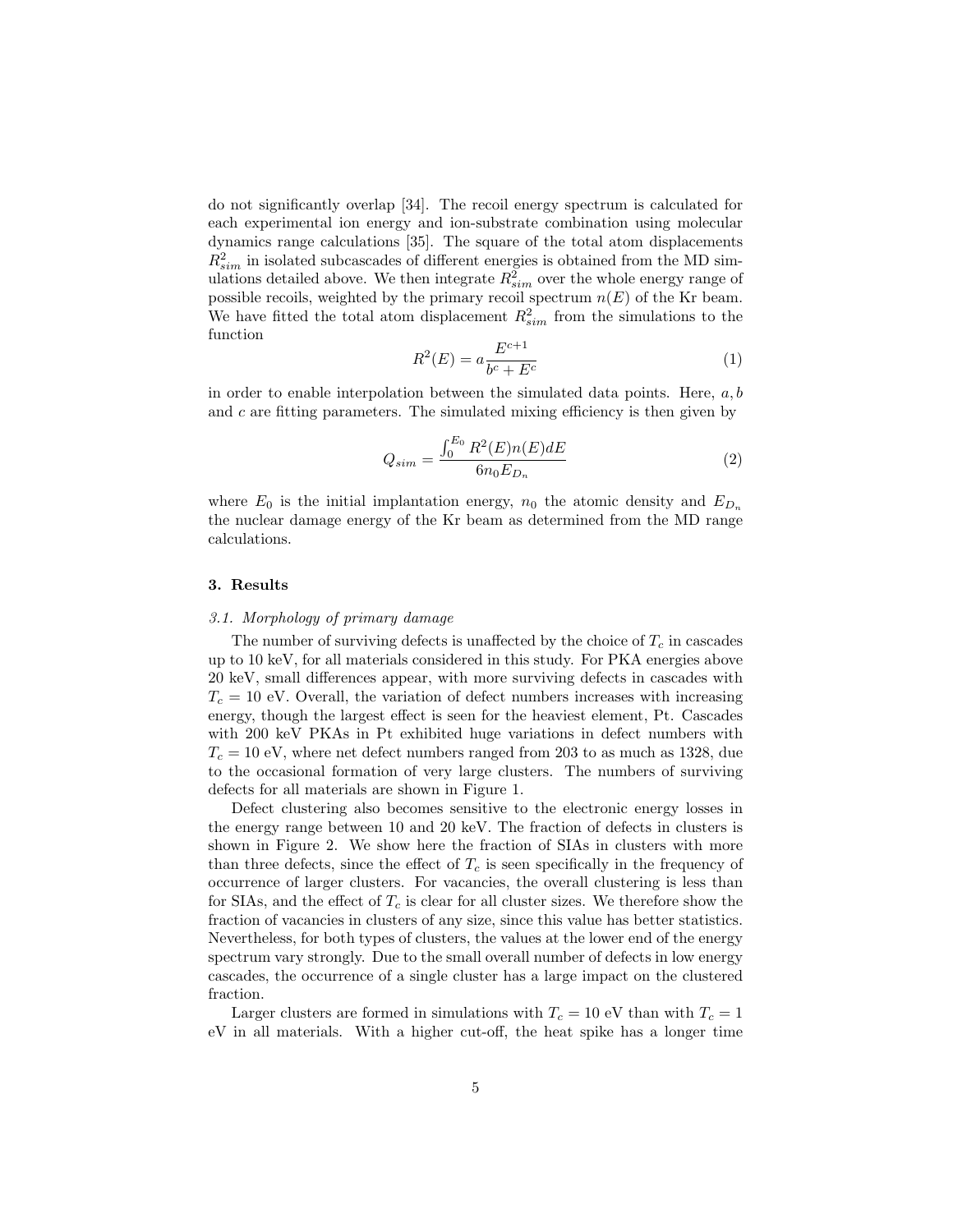do not significantly overlap [34]. The recoil energy spectrum is calculated for each experimental ion energy and ion-substrate combination using molecular dynamics range calculations [35]. The square of the total atom displacements $R^2_{sim}$ in isolated subcascades of different energies is obtained from the MD simulations detailed above. We then integrate $R^2_{sim}$ over the whole energy range of possible recoils, weighted by the primary recoil spectrum $n(E)$ of the Kr beam. We have fitted the total atom displacement $R^2_{sim}$ from the simulations to the function

$$R^2(E) = a\frac{E^{c+1}}{b^c + E^c} \tag{1}$$

in order to enable interpolation between the simulated data points. Here, $a, b$ and $c$ are fitting parameters. The simulated mixing efficiency is then given by

$$Q_{sim} = \frac{\int_0^{E_0} R^2(E)n(E)dE}{6n_0 E_{D_n}} \tag{2}$$

where $E_0$ is the initial implantation energy, $n_0$ the atomic density and $E_{D_n}$ the nuclear damage energy of the Kr beam as determined from the MD range calculations.

## 3. Results

### *3.1. Morphology of primary damage*

The number of surviving defects is unaffected by the choice of $T_c$ in cascades up to 10 keV, for all materials considered in this study. For PKA energies above 20 keV, small differences appear, with more surviving defects in cascades with $T_c = 10$ eV. Overall, the variation of defect numbers increases with increasing energy, though the largest effect is seen for the heaviest element, Pt. Cascades with 200 keV PKAs in Pt exhibited huge variations in defect numbers with $T_c = 10$ eV, where net defect numbers ranged from 203 to as much as 1328, due to the occasional formation of very large clusters. The numbers of surviving defects for all materials are shown in Figure 1.

Defect clustering also becomes sensitive to the electronic energy losses in the energy range between 10 and 20 keV. The fraction of defects in clusters is shown in Figure 2. We show here the fraction of SIAs in clusters with more than three defects, since the effect of $T_c$ is seen specifically in the frequency of occurrence of larger clusters. For vacancies, the overall clustering is less than for SIAs, and the effect of $T_c$ is clear for all cluster sizes. We therefore show the fraction of vacancies in clusters of any size, since this value has better statistics. Nevertheless, for both types of clusters, the values at the lower end of the energy spectrum vary strongly. Due to the small overall number of defects in low energy cascades, the occurrence of a single cluster has a large impact on the clustered fraction.

Larger clusters are formed in simulations with $T_c = 10$ eV than with $T_c = 1$ eV in all materials. With a higher cut-off, the heat spike has a longer time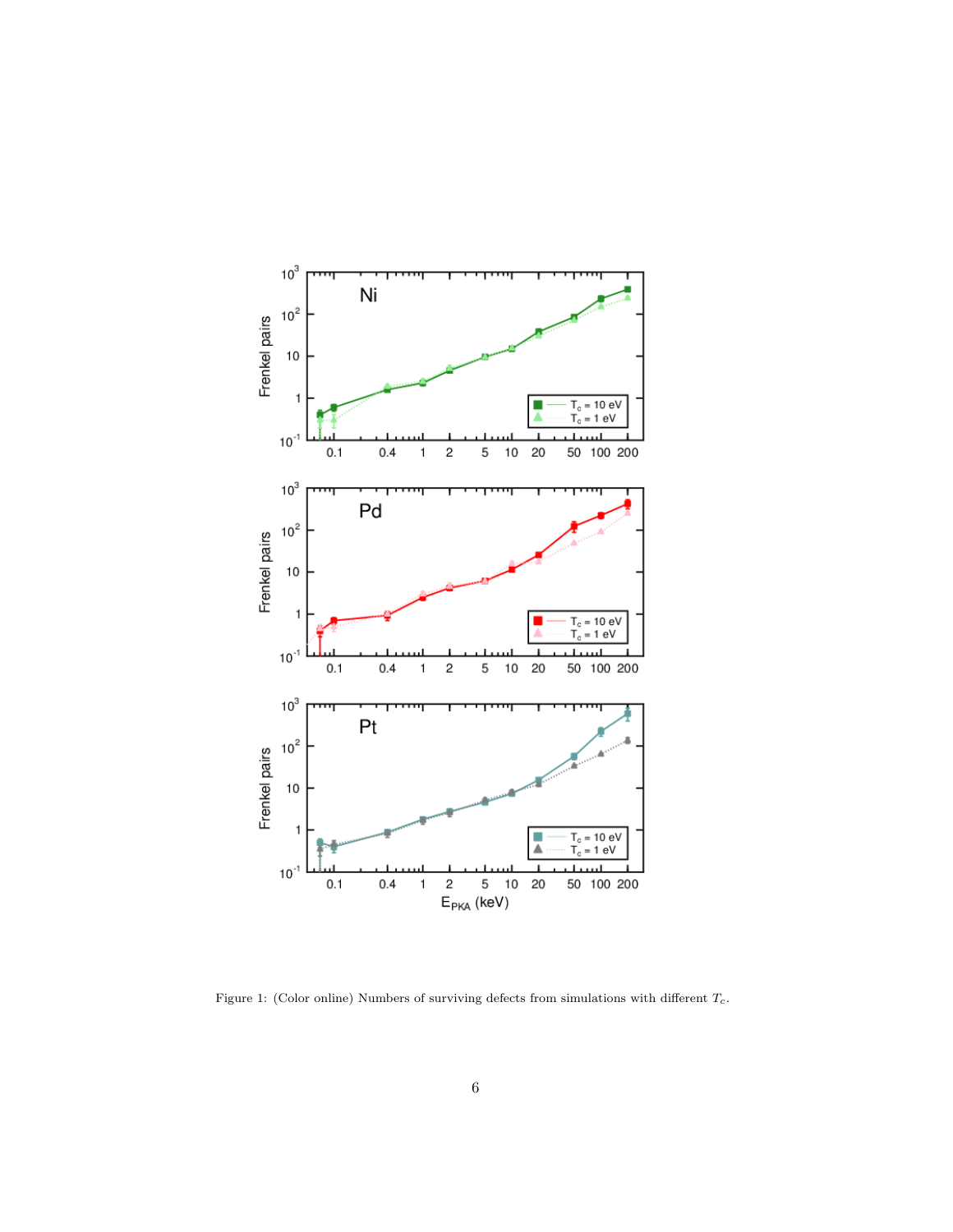Figure 1: (Color online) Numbers of surviving defects from simulations with different $T_c$.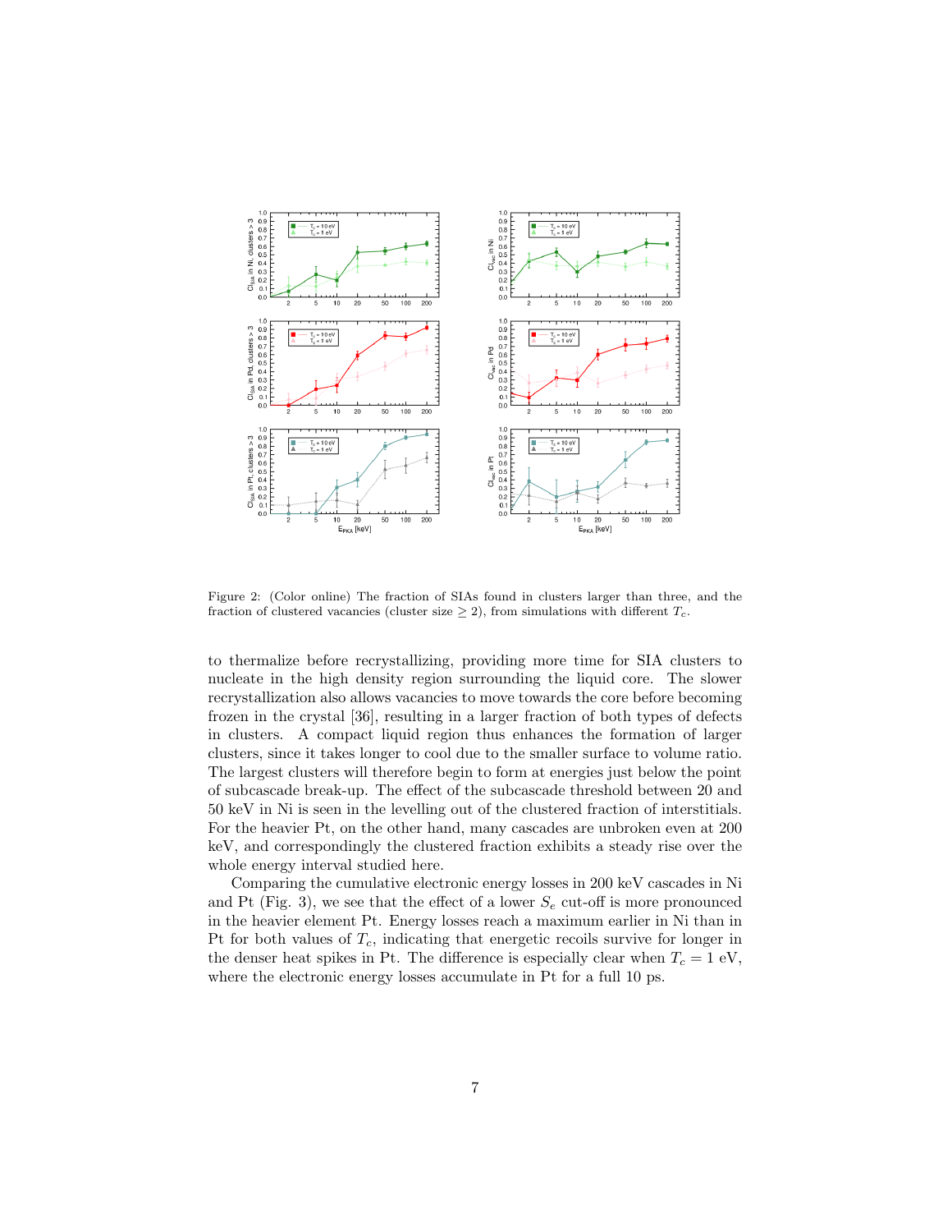Figure 2: (Color online) The fraction of SIAs found in clusters larger than three, and the fraction of clustered vacancies (cluster size $\geq 2$), from simulations with different $T_c$.

to thermalize before recrystallizing, providing more time for SIA clusters to nucleate in the high density region surrounding the liquid core. The slower recrystallization also allows vacancies to move towards the core before becoming frozen in the crystal [36], resulting in a larger fraction of both types of defects in clusters. A compact liquid region thus enhances the formation of larger clusters, since it takes longer to cool due to the smaller surface to volume ratio. The largest clusters will therefore begin to form at energies just below the point of subcascade break-up. The effect of the subcascade threshold between 20 and 50 keV in Ni is seen in the levelling out of the clustered fraction of interstitials. For the heavier Pt, on the other hand, many cascades are unbroken even at 200 keV, and correspondingly the clustered fraction exhibits a steady rise over the whole energy interval studied here.

Comparing the cumulative electronic energy losses in 200 keV cascades in Ni and Pt (Fig. 3), we see that the effect of a lower $S_e$ cut-off is more pronounced in the heavier element Pt. Energy losses reach a maximum earlier in Ni than in Pt for both values of $T_c$, indicating that energetic recoils survive for longer in the denser heat spikes in Pt. The difference is especially clear when $T_c = 1$ eV, where the electronic energy losses accumulate in Pt for a full 10 ps.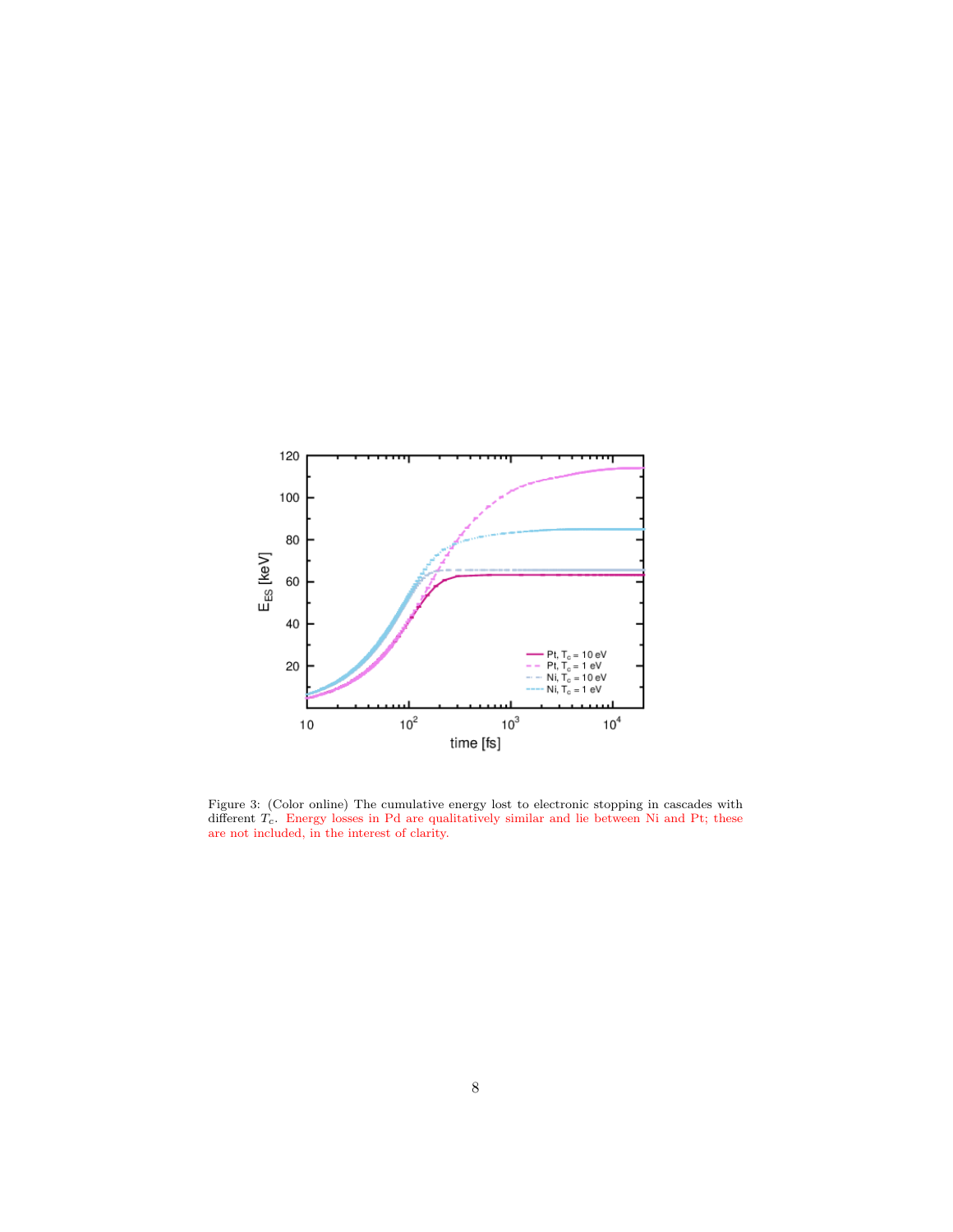Figure 3: (Color online) The cumulative energy lost to electronic stopping in cascades with different $T_c$. Energy losses in Pd are qualitatively similar and lie between Ni and Pt; these are not included, in the interest of clarity.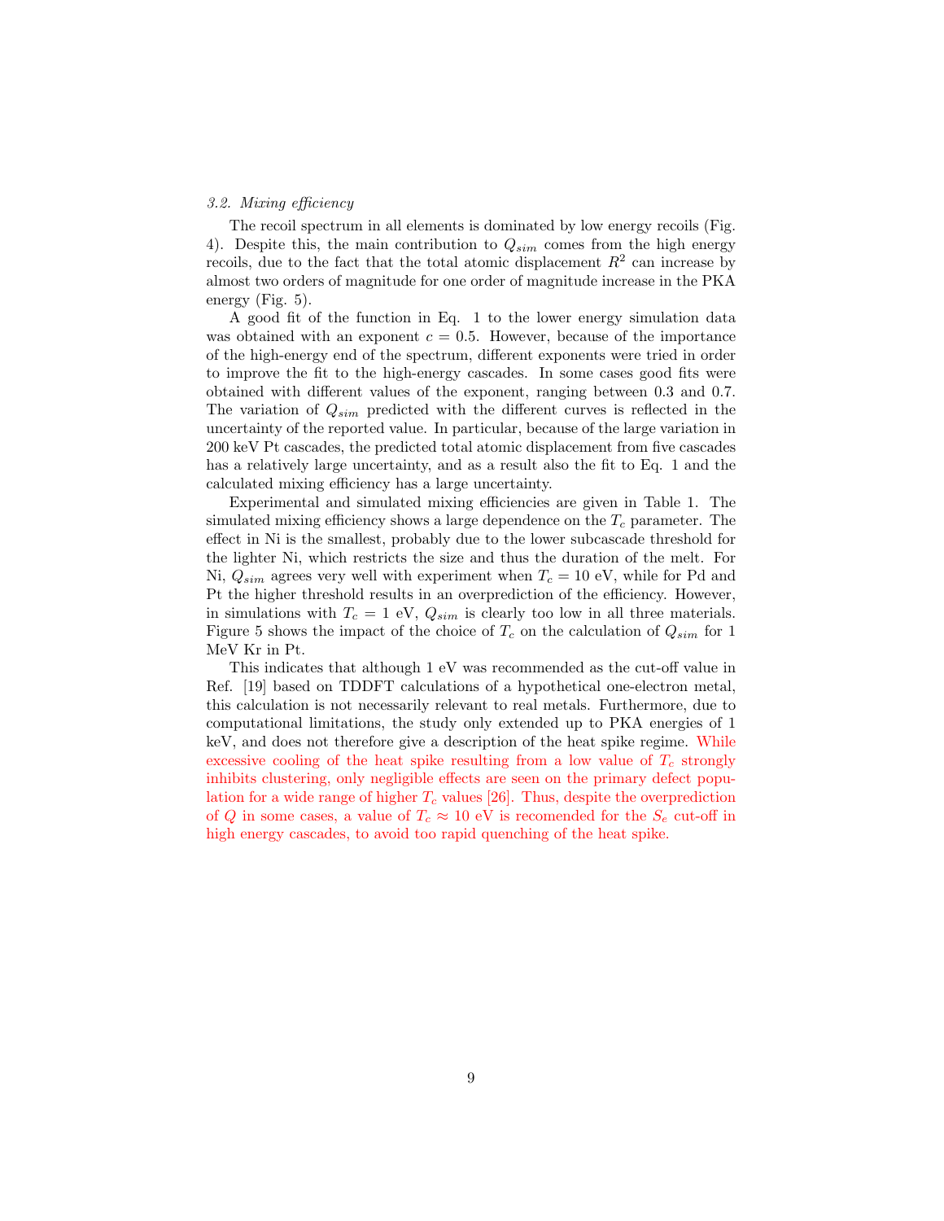### 3.2. Mixing efficiency

The recoil spectrum in all elements is dominated by low energy recoils (Fig. 4). Despite this, the main contribution to $Q_{sim}$ comes from the high energy recoils, due to the fact that the total atomic displacement $R^2$ can increase by almost two orders of magnitude for one order of magnitude increase in the PKA energy (Fig. 5).

A good fit of the function in Eq. 1 to the lower energy simulation data was obtained with an exponent $c = 0.5$. However, because of the importance of the high-energy end of the spectrum, different exponents were tried in order to improve the fit to the high-energy cascades. In some cases good fits were obtained with different values of the exponent, ranging between 0.3 and 0.7. The variation of $Q_{sim}$ predicted with the different curves is reflected in the uncertainty of the reported value. In particular, because of the large variation in 200 keV Pt cascades, the predicted total atomic displacement from five cascades has a relatively large uncertainty, and as a result also the fit to Eq. 1 and the calculated mixing efficiency has a large uncertainty.

Experimental and simulated mixing efficiencies are given in Table 1. The simulated mixing efficiency shows a large dependence on the $T_c$ parameter. The effect in Ni is the smallest, probably due to the lower subcascade threshold for the lighter Ni, which restricts the size and thus the duration of the melt. For Ni, $Q_{sim}$ agrees very well with experiment when $T_c = 10$ eV, while for Pd and Pt the higher threshold results in an overprediction of the efficiency. However, in simulations with $T_c = 1$ eV, $Q_{sim}$ is clearly too low in all three materials. Figure 5 shows the impact of the choice of $T_c$ on the calculation of $Q_{sim}$ for 1 MeV Kr in Pt.

This indicates that although 1 eV was recommended as the cut-off value in Ref. [19] based on TDDFT calculations of a hypothetical one-electron metal, this calculation is not necessarily relevant to real metals. Furthermore, due to computational limitations, the study only extended up to PKA energies of 1 keV, and does not therefore give a description of the heat spike regime. While excessive cooling of the heat spike resulting from a low value of $T_c$ strongly inhibits clustering, only negligible effects are seen on the primary defect population for a wide range of higher $T_c$ values [26]. Thus, despite the overprediction of $Q$ in some cases, a value of $T_c \approx 10$ eV is recomended for the $S_e$ cut-off in high energy cascades, to avoid too rapid quenching of the heat spike.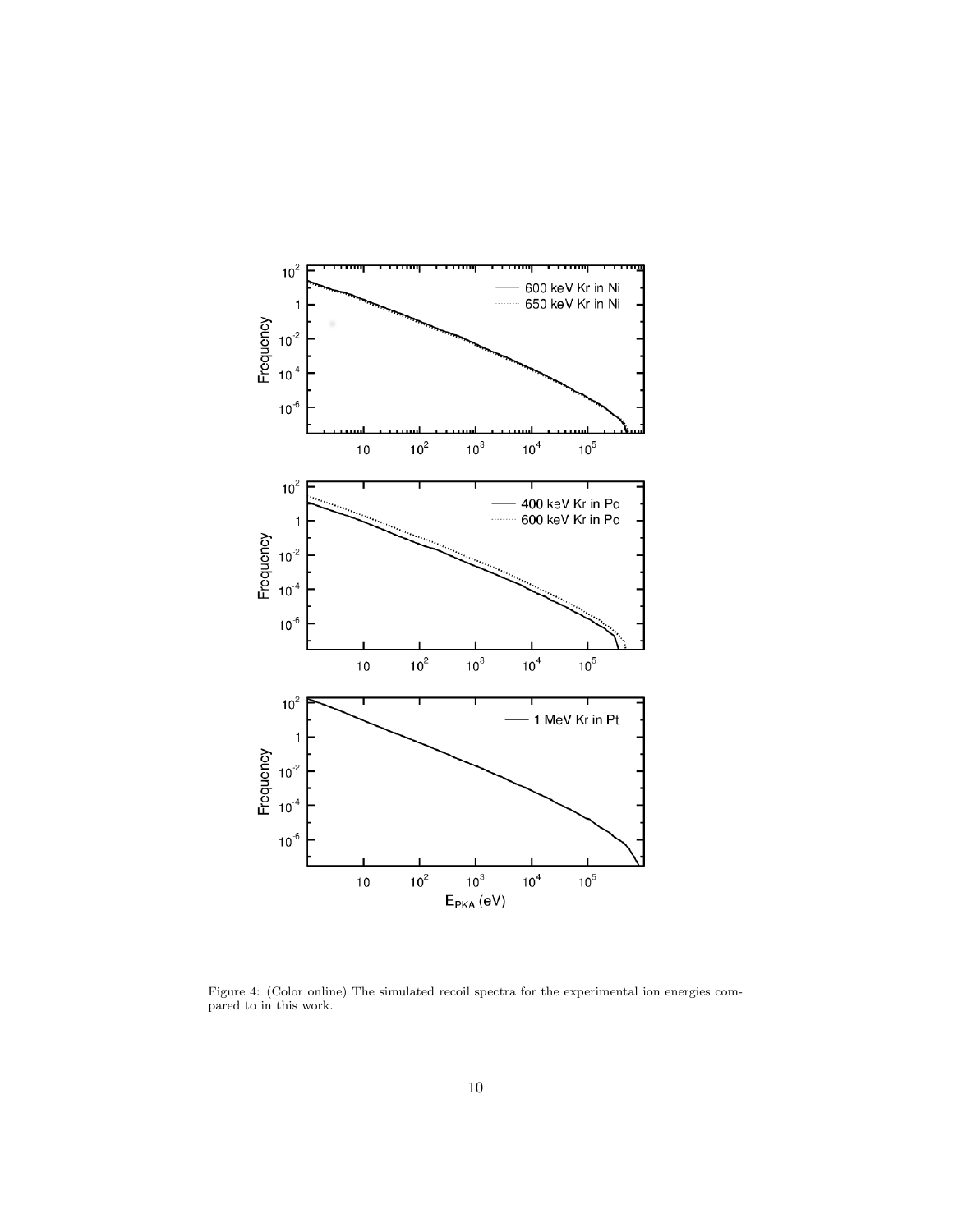Figure 4: (Color online) The simulated recoil spectra for the experimental ion energies compared to in this work.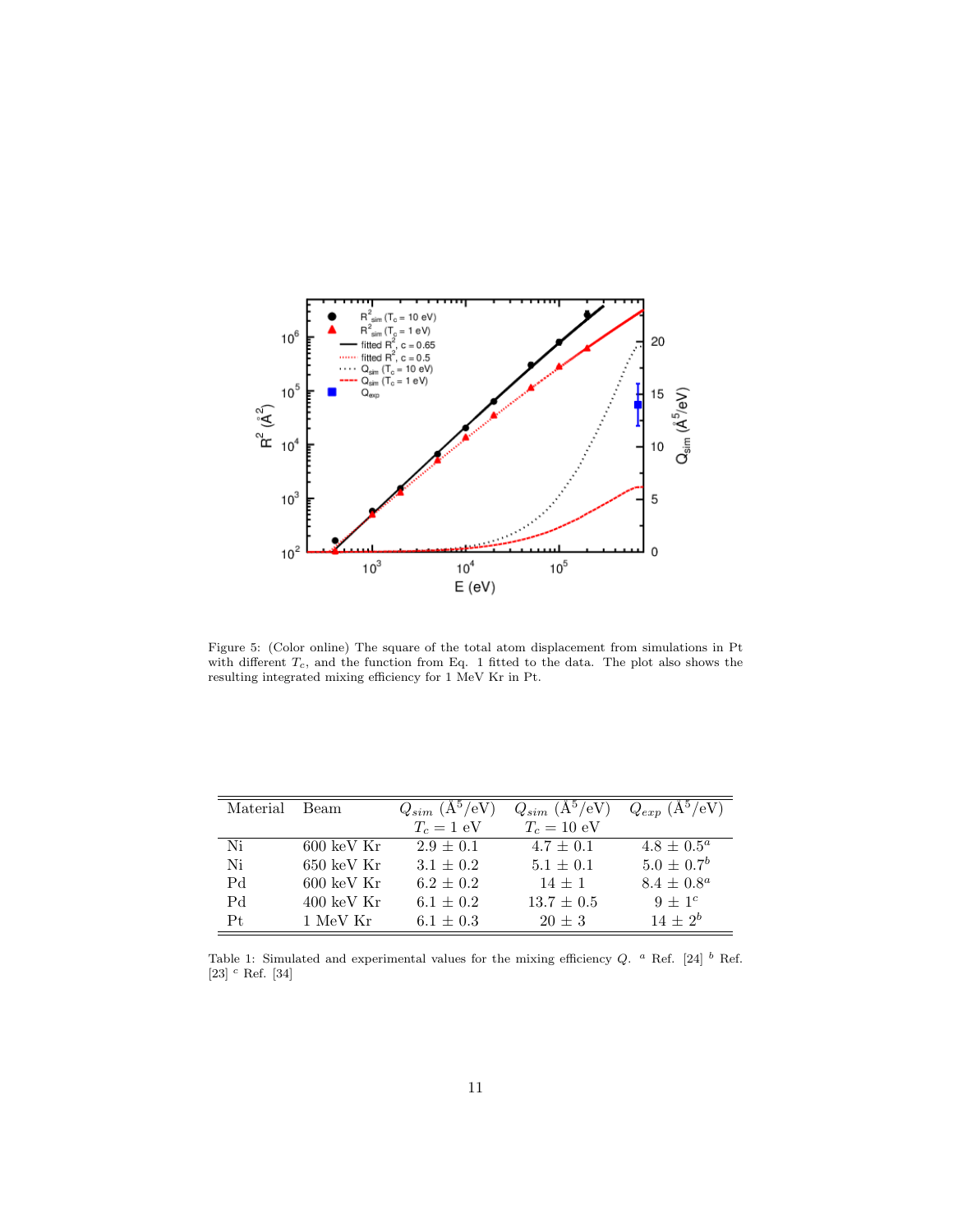Figure 5: (Color online) The square of the total atom displacement from simulations in Pt with different $T_c$, and the function from Eq. 1 fitted to the data. The plot also shows the resulting integrated mixing efficiency for 1 MeV Kr in Pt.

| Material | Beam | $Q_{sim}$ ($\text{Å}^5$/eV) $T_c = 1$ eV | $Q_{sim}$ ($\text{Å}^5$/eV) $T_c = 10$ eV | $Q_{exp}$ ($\text{Å}^5$/eV) |
|---|---|---|---|---|
| Ni | 600 keV Kr | $2.9 \pm 0.1$ | $4.7 \pm 0.1$ | $4.8 \pm 0.5$ [a] |
| Ni | 650 keV Kr | $3.1 \pm 0.2$ | $5.1 \pm 0.1$ | $5.0 \pm 0.7$ [b] |
| Pd | 600 keV Kr | $6.2 \pm 0.2$ | $14 \pm 1$ | $8.4 \pm 0.8$ [a] |
| Pd | 400 keV Kr | $6.1 \pm 0.2$ | $13.7 \pm 0.5$ | $9 \pm 1$ [c] |
| Pt | 1 MeV Kr | $6.1 \pm 0.3$ | $20 \pm 3$ | $14 \pm 2$ [b] |

Table 1: Simulated and experimental values for the mixing efficiency $Q$. [a] Ref. [24] [b] Ref. [23] [c] Ref. [34]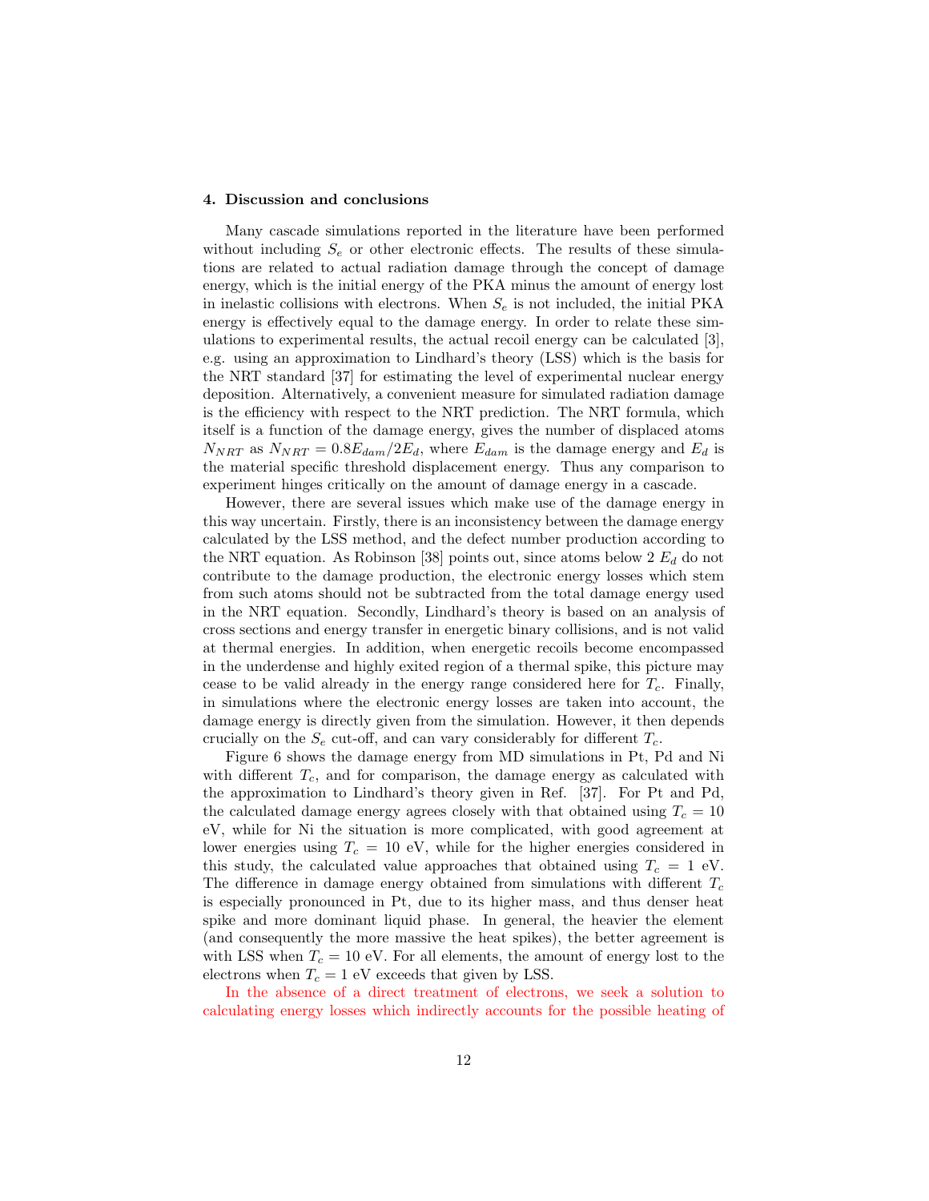## 4. Discussion and conclusions

Many cascade simulations reported in the literature have been performed without including $S_e$ or other electronic effects. The results of these simulations are related to actual radiation damage through the concept of damage energy, which is the initial energy of the PKA minus the amount of energy lost in inelastic collisions with electrons. When $S_e$ is not included, the initial PKA energy is effectively equal to the damage energy. In order to relate these simulations to experimental results, the actual recoil energy can be calculated [3], e.g. using an approximation to Lindhard's theory (LSS) which is the basis for the NRT standard [37] for estimating the level of experimental nuclear energy deposition. Alternatively, a convenient measure for simulated radiation damage is the efficiency with respect to the NRT prediction. The NRT formula, which itself is a function of the damage energy, gives the number of displaced atoms $N_{NRT}$ as $N_{NRT} = 0.8E_{dam}/2E_d$, where $E_{dam}$ is the damage energy and $E_d$ is the material specific threshold displacement energy. Thus any comparison to experiment hinges critically on the amount of damage energy in a cascade.

However, there are several issues which make use of the damage energy in this way uncertain. Firstly, there is an inconsistency between the damage energy calculated by the LSS method, and the defect number production according to the NRT equation. As Robinson [38] points out, since atoms below 2 $E_d$ do not contribute to the damage production, the electronic energy losses which stem from such atoms should not be subtracted from the total damage energy used in the NRT equation. Secondly, Lindhard's theory is based on an analysis of cross sections and energy transfer in energetic binary collisions, and is not valid at thermal energies. In addition, when energetic recoils become encompassed in the underdense and highly exited region of a thermal spike, this picture may cease to be valid already in the energy range considered here for $T_c$. Finally, in simulations where the electronic energy losses are taken into account, the damage energy is directly given from the simulation. However, it then depends crucially on the $S_e$ cut-off, and can vary considerably for different $T_c$.

Figure 6 shows the damage energy from MD simulations in Pt, Pd and Ni with different $T_c$, and for comparison, the damage energy as calculated with the approximation to Lindhard's theory given in Ref. [37]. For Pt and Pd, the calculated damage energy agrees closely with that obtained using $T_c = 10$ eV, while for Ni the situation is more complicated, with good agreement at lower energies using $T_c = 10$ eV, while for the higher energies considered in this study, the calculated value approaches that obtained using $T_c = 1$ eV. The difference in damage energy obtained from simulations with different $T_c$ is especially pronounced in Pt, due to its higher mass, and thus denser heat spike and more dominant liquid phase. In general, the heavier the element (and consequently the more massive the heat spikes), the better agreement is with LSS when $T_c = 10$ eV. For all elements, the amount of energy lost to the electrons when $T_c = 1$ eV exceeds that given by LSS.

In the absence of a direct treatment of electrons, we seek a solution to calculating energy losses which indirectly accounts for the possible heating of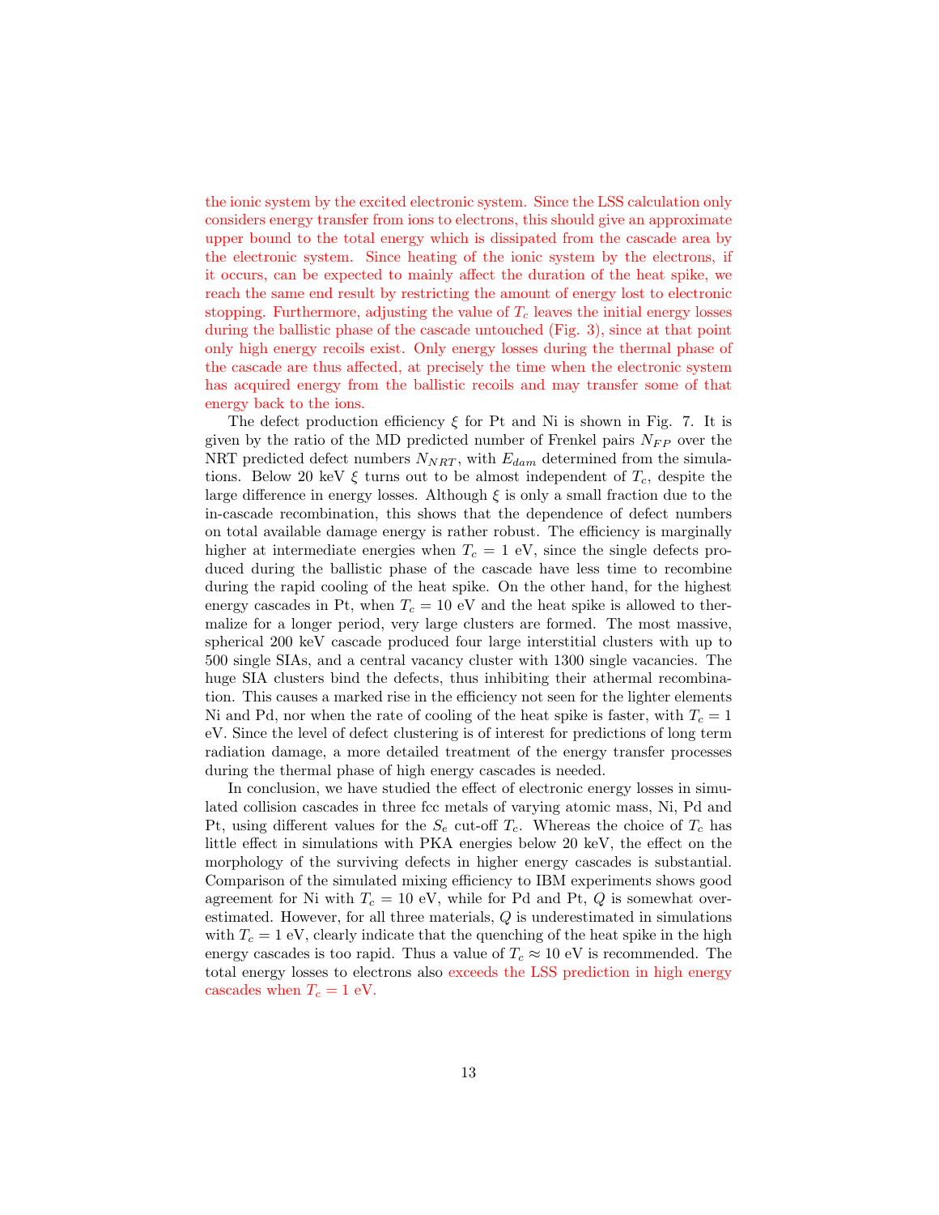the ionic system by the excited electronic system. Since the LSS calculation only considers energy transfer from ions to electrons, this should give an approximate upper bound to the total energy which is dissipated from the cascade area by the electronic system. Since heating of the ionic system by the electrons, if it occurs, can be expected to mainly affect the duration of the heat spike, we reach the same end result by restricting the amount of energy lost to electronic stopping. Furthermore, adjusting the value of $T_c$ leaves the initial energy losses during the ballistic phase of the cascade untouched (Fig. 3), since at that point only high energy recoils exist. Only energy losses during the thermal phase of the cascade are thus affected, at precisely the time when the electronic system has acquired energy from the ballistic recoils and may transfer some of that energy back to the ions.

The defect production efficiency $\xi$ for Pt and Ni is shown in Fig. 7. It is given by the ratio of the MD predicted number of Frenkel pairs $N_{FP}$ over the NRT predicted defect numbers $N_{NRT}$, with $E_{dam}$ determined from the simulations. Below 20 keV $\xi$ turns out to be almost independent of $T_c$, despite the large difference in energy losses. Although $\xi$ is only a small fraction due to the in-cascade recombination, this shows that the dependence of defect numbers on total available damage energy is rather robust. The efficiency is marginally higher at intermediate energies when $T_c = 1$ eV, since the single defects produced during the ballistic phase of the cascade have less time to recombine during the rapid cooling of the heat spike. On the other hand, for the highest energy cascades in Pt, when $T_c = 10$ eV and the heat spike is allowed to thermalize for a longer period, very large clusters are formed. The most massive, spherical 200 keV cascade produced four large interstitial clusters with up to 500 single SIAs, and a central vacancy cluster with 1300 single vacancies. The huge SIA clusters bind the defects, thus inhibiting their athermal recombination. This causes a marked rise in the efficiency not seen for the lighter elements Ni and Pd, nor when the rate of cooling of the heat spike is faster, with $T_c = 1$ eV. Since the level of defect clustering is of interest for predictions of long term radiation damage, a more detailed treatment of the energy transfer processes during the thermal phase of high energy cascades is needed.

In conclusion, we have studied the effect of electronic energy losses in simulated collision cascades in three fcc metals of varying atomic mass, Ni, Pd and Pt, using different values for the $S_e$ cut-off $T_c$. Whereas the choice of $T_c$ has little effect in simulations with PKA energies below 20 keV, the effect on the morphology of the surviving defects in higher energy cascades is substantial. Comparison of the simulated mixing efficiency to IBM experiments shows good agreement for Ni with $T_c = 10$ eV, while for Pd and Pt, $Q$ is somewhat overestimated. However, for all three materials, $Q$ is underestimated in simulations with $T_c = 1$ eV, clearly indicate that the quenching of the heat spike in the high energy cascades is too rapid. Thus a value of $T_c \approx 10$ eV is recommended. The total energy losses to electrons also exceeds the LSS prediction in high energy cascades when $T_c = 1$ eV.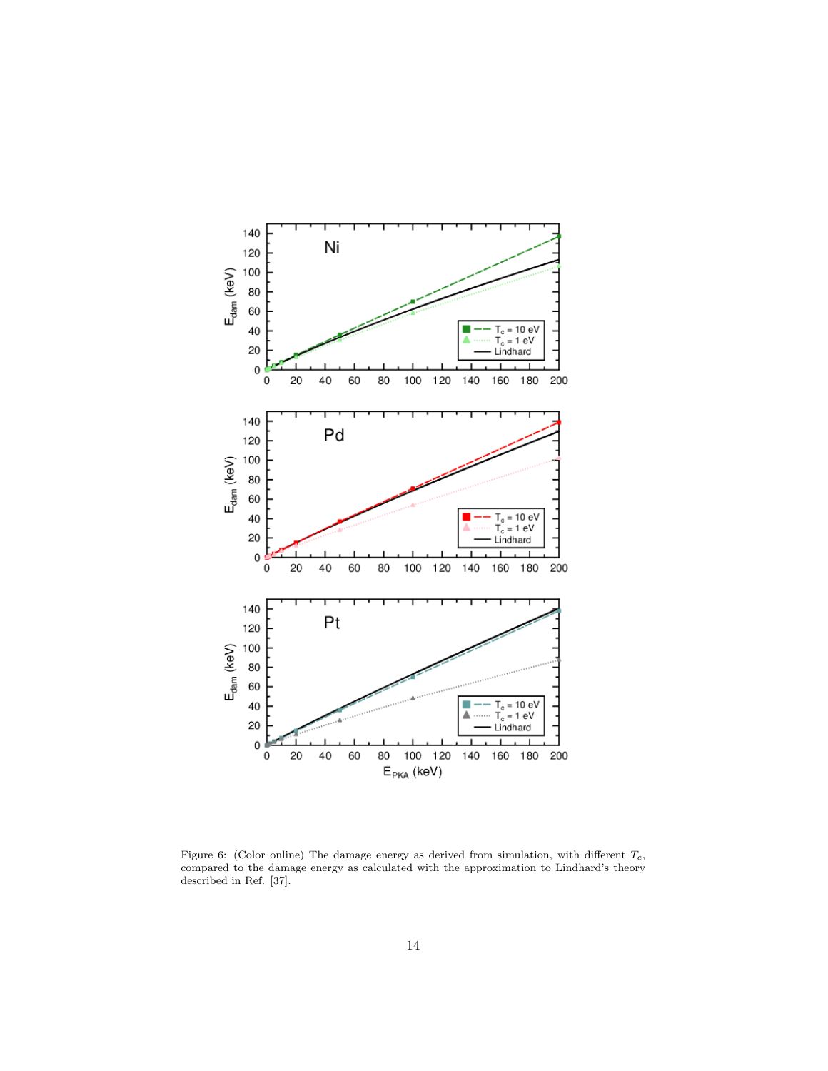Figure 6: (Color online) The damage energy as derived from simulation, with different $T_c$, compared to the damage energy as calculated with the approximation to Lindhard's theory described in Ref. [37].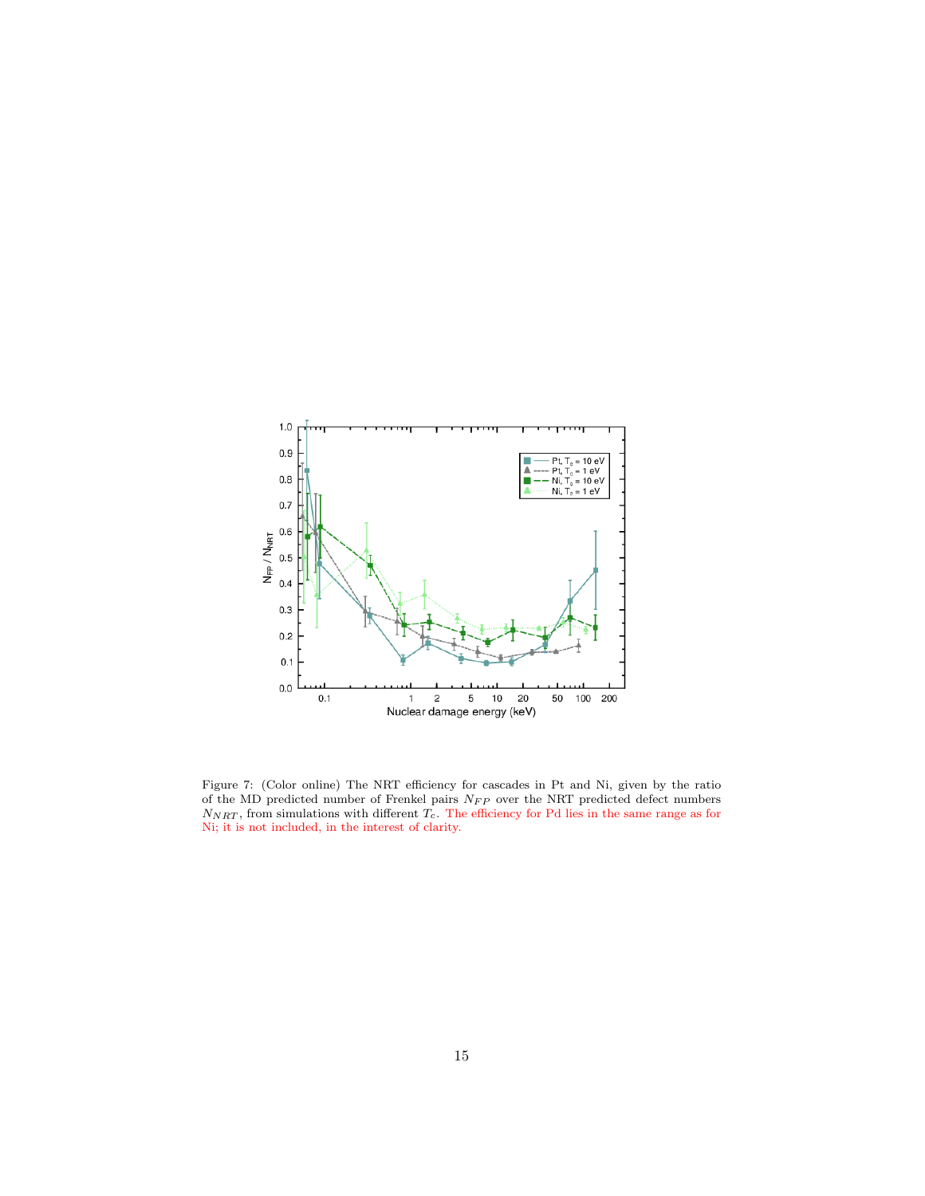Figure 7: (Color online) The NRT efficiency for cascades in Pt and Ni, given by the ratio of the MD predicted number of Frenkel pairs $N_{FP}$ over the NRT predicted defect numbers $N_{NRT}$, from simulations with different $T_c$. The efficiency for Pd lies in the same range as for Ni; it is not included, in the interest of clarity.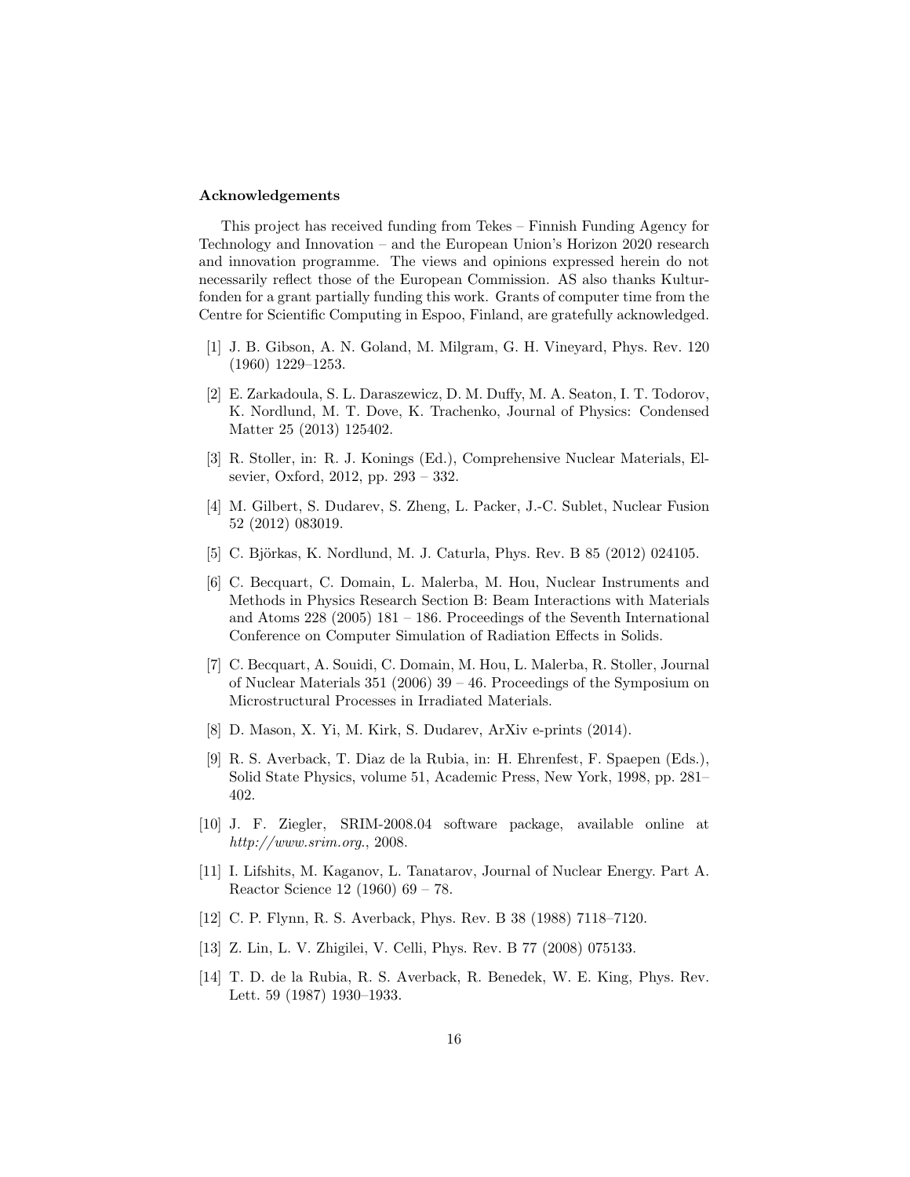### Acknowledgements

This project has received funding from Tekes – Finnish Funding Agency for Technology and Innovation – and the European Union's Horizon 2020 research and innovation programme. The views and opinions expressed herein do not necessarily reflect those of the European Commission. AS also thanks Kulturfonden for a grant partially funding this work. Grants of computer time from the Centre for Scientific Computing in Espoo, Finland, are gratefully acknowledged.

[1] J. B. Gibson, A. N. Goland, M. Milgram, G. H. Vineyard, Phys. Rev. 120 (1960) 1229–1253.

[2] E. Zarkadoula, S. L. Daraszewicz, D. M. Duffy, M. A. Seaton, I. T. Todorov, K. Nordlund, M. T. Dove, K. Trachenko, Journal of Physics: Condensed Matter 25 (2013) 125402.

[3] R. Stoller, in: R. J. Konings (Ed.), Comprehensive Nuclear Materials, Elsevier, Oxford, 2012, pp. 293 – 332.

[4] M. Gilbert, S. Dudarev, S. Zheng, L. Packer, J.-C. Sublet, Nuclear Fusion 52 (2012) 083019.

[5] C. Björkas, K. Nordlund, M. J. Caturla, Phys. Rev. B 85 (2012) 024105.

[6] C. Becquart, C. Domain, L. Malerba, M. Hou, Nuclear Instruments and Methods in Physics Research Section B: Beam Interactions with Materials and Atoms 228 (2005) 181 – 186. Proceedings of the Seventh International Conference on Computer Simulation of Radiation Effects in Solids.

[7] C. Becquart, A. Souidi, C. Domain, M. Hou, L. Malerba, R. Stoller, Journal of Nuclear Materials 351 (2006) 39 – 46. Proceedings of the Symposium on Microstructural Processes in Irradiated Materials.

[8] D. Mason, X. Yi, M. Kirk, S. Dudarev, ArXiv e-prints (2014).

[9] R. S. Averback, T. Diaz de la Rubia, in: H. Ehrenfest, F. Spaepen (Eds.), Solid State Physics, volume 51, Academic Press, New York, 1998, pp. 281–402.

[10] J. F. Ziegler, SRIM-2008.04 software package, available online at *http://www.srim.org.*, 2008.

[11] I. Lifshits, M. Kaganov, L. Tanatarov, Journal of Nuclear Energy. Part A. Reactor Science 12 (1960) 69 – 78.

[12] C. P. Flynn, R. S. Averback, Phys. Rev. B 38 (1988) 7118–7120.

[13] Z. Lin, L. V. Zhigilei, V. Celli, Phys. Rev. B 77 (2008) 075133.

[14] T. D. de la Rubia, R. S. Averback, R. Benedek, W. E. King, Phys. Rev. Lett. 59 (1987) 1930–1933.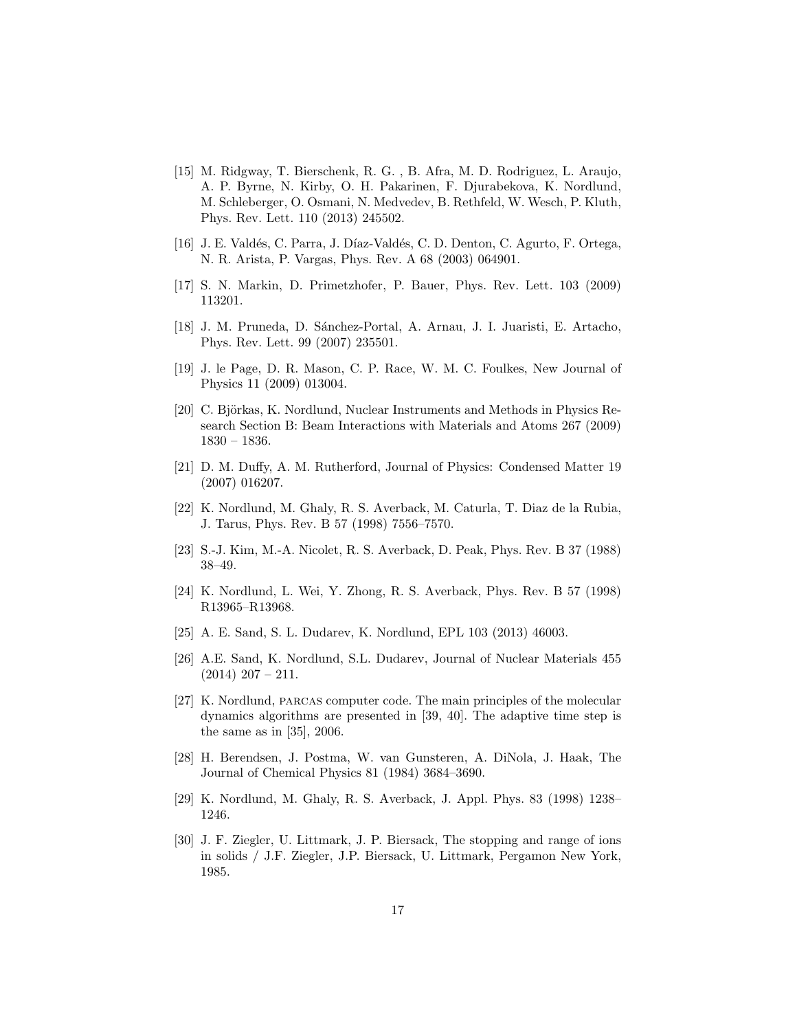[15] M. Ridgway, T. Bierschenk, R. G. , B. Afra, M. D. Rodriguez, L. Araujo, A. P. Byrne, N. Kirby, O. H. Pakarinen, F. Djurabekova, K. Nordlund, M. Schleberger, O. Osmani, N. Medvedev, B. Rethfeld, W. Wesch, P. Kluth, Phys. Rev. Lett. 110 (2013) 245502.

[16] J. E. Valdés, C. Parra, J. Díaz-Valdés, C. D. Denton, C. Agurto, F. Ortega, N. R. Arista, P. Vargas, Phys. Rev. A 68 (2003) 064901.

[17] S. N. Markin, D. Primetzhofer, P. Bauer, Phys. Rev. Lett. 103 (2009) 113201.

[18] J. M. Pruneda, D. Sánchez-Portal, A. Arnau, J. I. Juaristi, E. Artacho, Phys. Rev. Lett. 99 (2007) 235501.

[19] J. le Page, D. R. Mason, C. P. Race, W. M. C. Foulkes, New Journal of Physics 11 (2009) 013004.

[20] C. Björkas, K. Nordlund, Nuclear Instruments and Methods in Physics Research Section B: Beam Interactions with Materials and Atoms 267 (2009) 1830 – 1836.

[21] D. M. Duffy, A. M. Rutherford, Journal of Physics: Condensed Matter 19 (2007) 016207.

[22] K. Nordlund, M. Ghaly, R. S. Averback, M. Caturla, T. Diaz de la Rubia, J. Tarus, Phys. Rev. B 57 (1998) 7556–7570.

[23] S.-J. Kim, M.-A. Nicolet, R. S. Averback, D. Peak, Phys. Rev. B 37 (1988) 38–49.

[24] K. Nordlund, L. Wei, Y. Zhong, R. S. Averback, Phys. Rev. B 57 (1998) R13965–R13968.

[25] A. E. Sand, S. L. Dudarev, K. Nordlund, EPL 103 (2013) 46003.

[26] A.E. Sand, K. Nordlund, S.L. Dudarev, Journal of Nuclear Materials 455 (2014) 207 – 211.

[27] K. Nordlund, PARCAS computer code. The main principles of the molecular dynamics algorithms are presented in [39, 40]. The adaptive time step is the same as in [35], 2006.

[28] H. Berendsen, J. Postma, W. van Gunsteren, A. DiNola, J. Haak, The Journal of Chemical Physics 81 (1984) 3684–3690.

[29] K. Nordlund, M. Ghaly, R. S. Averback, J. Appl. Phys. 83 (1998) 1238–1246.

[30] J. F. Ziegler, U. Littmark, J. P. Biersack, The stopping and range of ions in solids / J.F. Ziegler, J.P. Biersack, U. Littmark, Pergamon New York, 1985.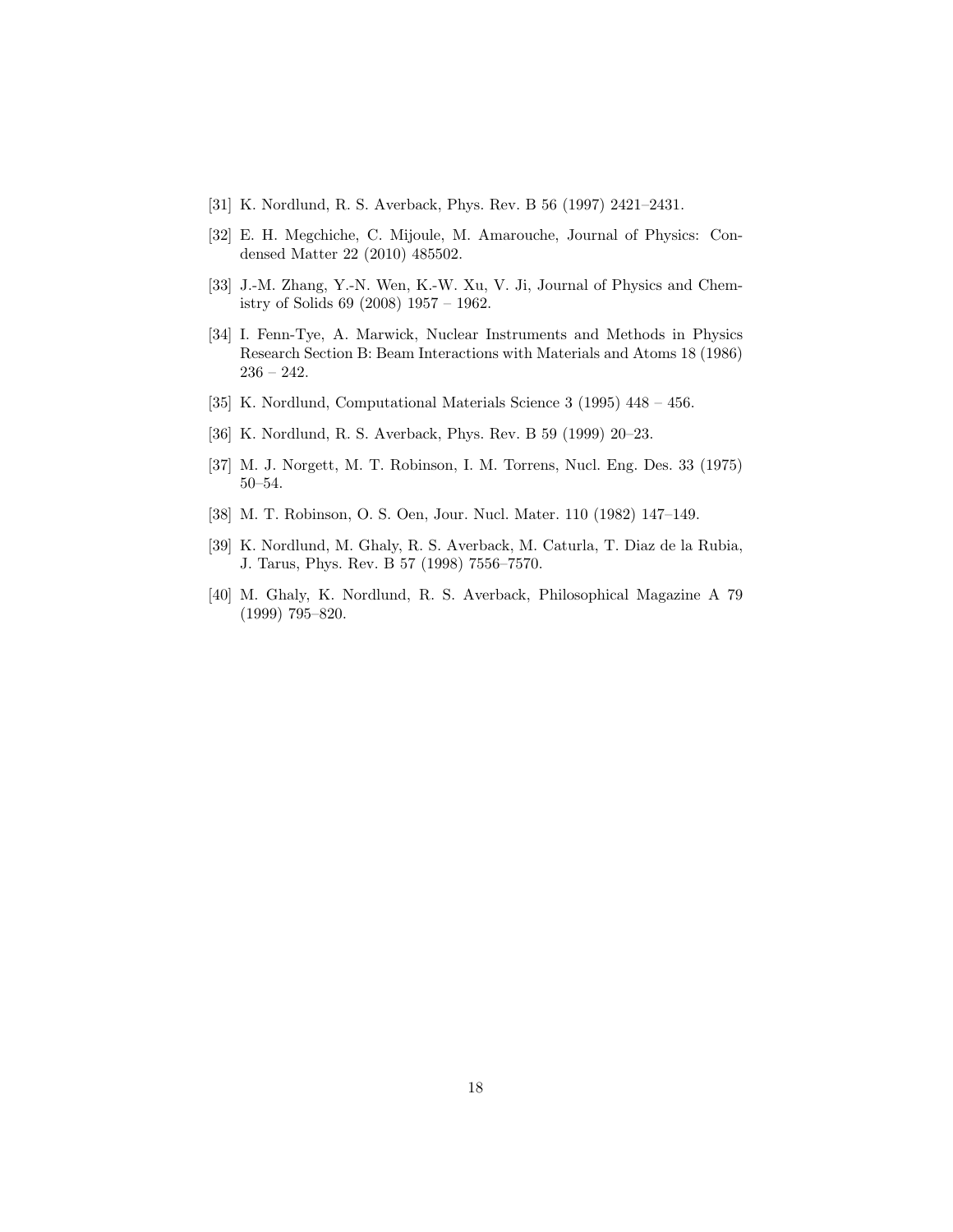[31] K. Nordlund, R. S. Averback, Phys. Rev. B 56 (1997) 2421–2431.

[32] E. H. Megchiche, C. Mijoule, M. Amarouche, Journal of Physics: Condensed Matter 22 (2010) 485502.

[33] J.-M. Zhang, Y.-N. Wen, K.-W. Xu, V. Ji, Journal of Physics and Chemistry of Solids 69 (2008) 1957 – 1962.

[34] I. Fenn-Tye, A. Marwick, Nuclear Instruments and Methods in Physics Research Section B: Beam Interactions with Materials and Atoms 18 (1986) 236 – 242.

[35] K. Nordlund, Computational Materials Science 3 (1995) 448 – 456.

[36] K. Nordlund, R. S. Averback, Phys. Rev. B 59 (1999) 20–23.

[37] M. J. Norgett, M. T. Robinson, I. M. Torrens, Nucl. Eng. Des. 33 (1975) 50–54.

[38] M. T. Robinson, O. S. Oen, Jour. Nucl. Mater. 110 (1982) 147–149.

[39] K. Nordlund, M. Ghaly, R. S. Averback, M. Caturla, T. Diaz de la Rubia, J. Tarus, Phys. Rev. B 57 (1998) 7556–7570.

[40] M. Ghaly, K. Nordlund, R. S. Averback, Philosophical Magazine A 79 (1999) 795–820.